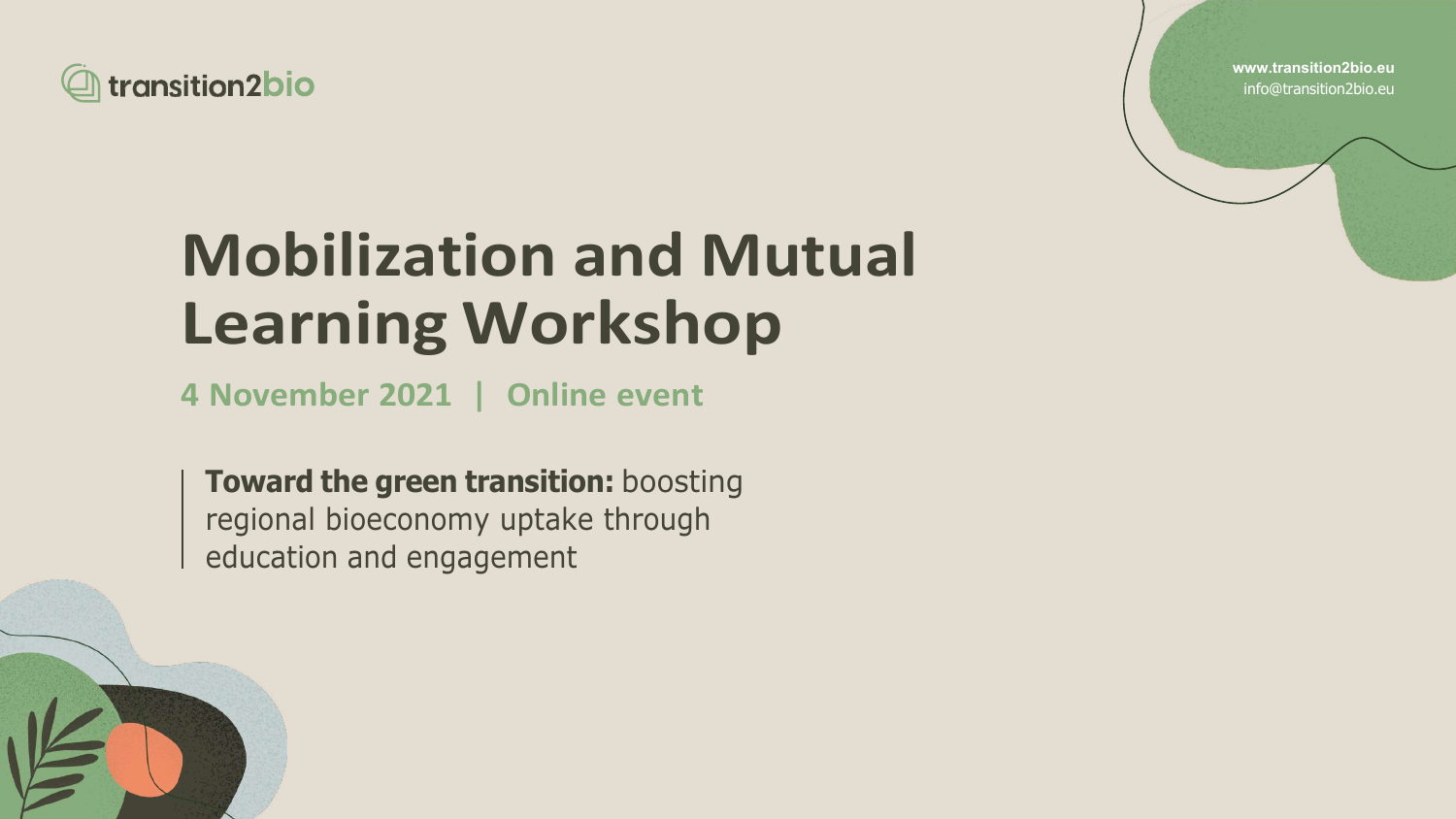transition2bio

www.transition2bio.eu
info@transition2bio.eu

# Mobilization and Mutual Learning Workshop

## 4 November 2021 | Online event

**Toward the green transition:** boosting regional bioeconomy uptake through education and engagement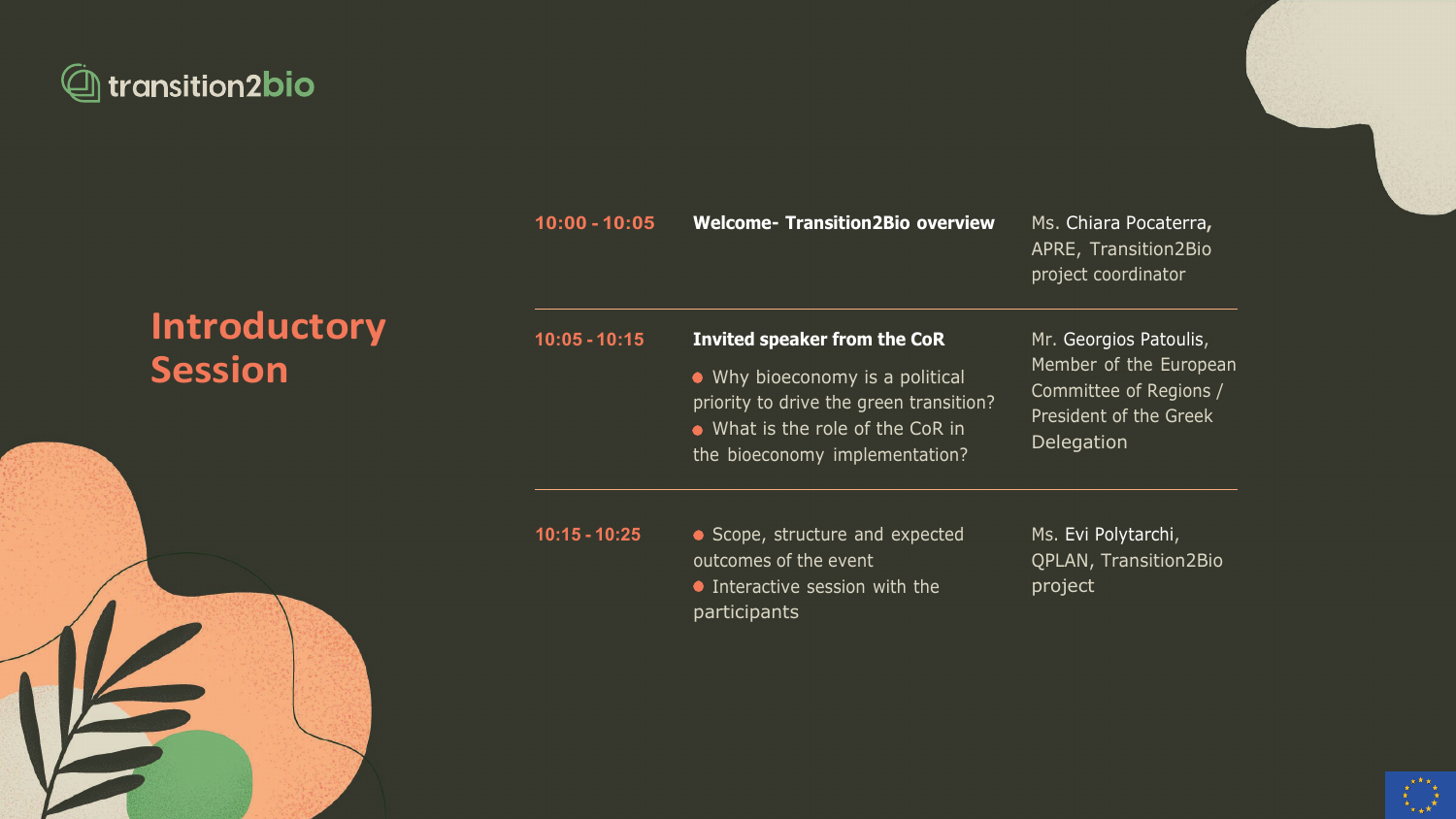transition2bio

# Introductory Session

| Time | Session | Speaker |
| --- | --- | --- |
| 10:00 - 10:05 | **Welcome- Transition2Bio overview** | Ms. Chiara Pocaterra, APRE, Transition2Bio project coordinator |
| 10:05 - 10:15 | **Invited speaker from the CoR**<br>• Why bioeconomy is a political priority to drive the green transition?<br>• What is the role of the CoR in the bioeconomy implementation? | Mr. Georgios Patoulis, Member of the European Committee of Regions / President of the Greek Delegation |
| 10:15 - 10:25 | • Scope, structure and expected outcomes of the event<br>• Interactive session with the participants | Ms. Evi Polytarchi, QPLAN, Transition2Bio project |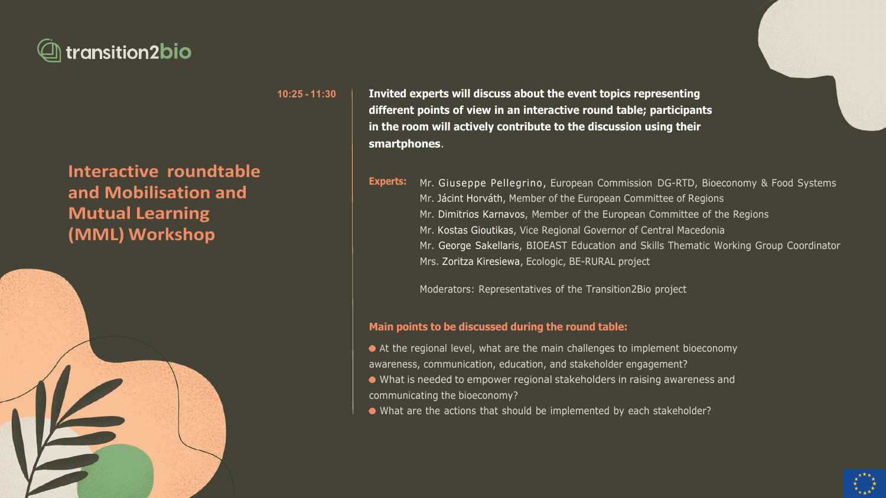transition2bio

## Interactive roundtable and Mobilisation and Mutual Learning (MML) Workshop

**10:25 - 11:30**

**Invited experts will discuss about the event topics representing different points of view in an interactive round table; participants in the room will actively contribute to the discussion using their smartphones**.

**Experts:**

Mr. Giuseppe Pellegrino, European Commission DG-RTD, Bioeconomy & Food Systems
Mr. Jácint Horváth, Member of the European Committee of Regions
Mr. Dimitrios Karnavos, Member of the European Committee of the Regions
Mr. Kostas Gioutikas, Vice Regional Governor of Central Macedonia
Mr. George Sakellaris, BIOEAST Education and Skills Thematic Working Group Coordinator
Mrs. Zoritza Kiresiewa, Ecologic, BE-RURAL project

Moderators: Representatives of the Transition2Bio project

**Main points to be discussed during the round table:**

- At the regional level, what are the main challenges to implement bioeconomy awareness, communication, education, and stakeholder engagement?
- What is needed to empower regional stakeholders in raising awareness and communicating the bioeconomy?
- What are the actions that should be implemented by each stakeholder?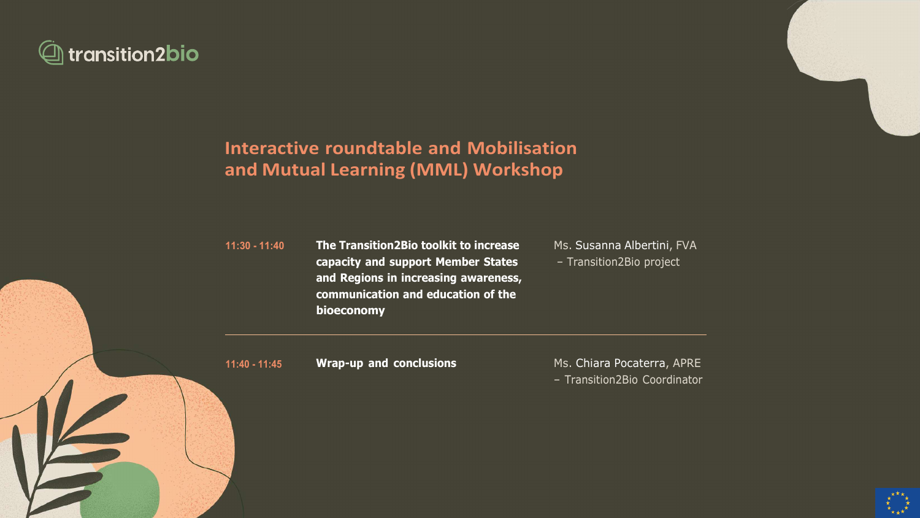transition2bio

## Interactive roundtable and Mobilisation and Mutual Learning (MML) Workshop

| Time | Session | Speaker |
| --- | --- | --- |
| 11:30 - 11:40 | **The Transition2Bio toolkit to increase capacity and support Member States and Regions in increasing awareness, communication and education of the bioeconomy** | Ms. Susanna Albertini, FVA – Transition2Bio project |
| 11:40 - 11:45 | **Wrap-up and conclusions** | Ms. Chiara Pocaterra, APRE – Transition2Bio Coordinator |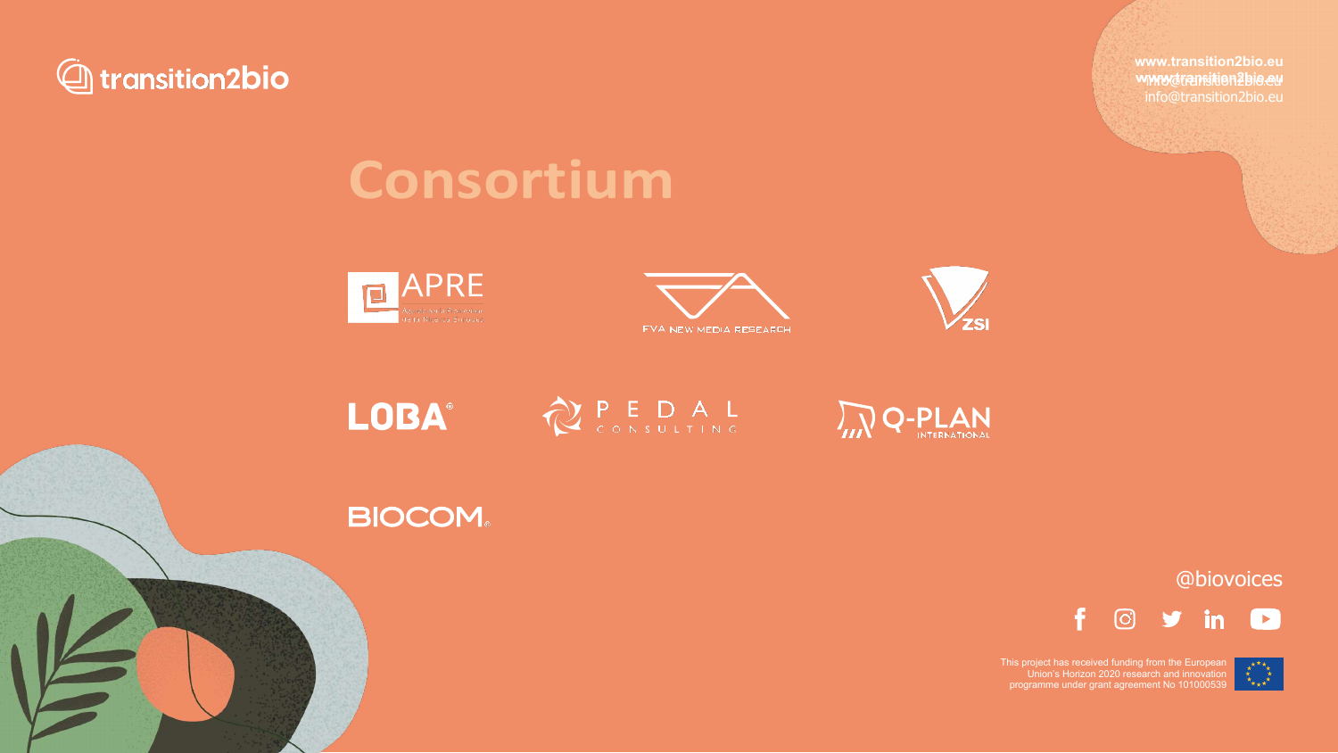transition2bio

www.transition2bio.eu
info@transition2bio.eu

# Consortium

APRE

FVA NEW MEDIA RESEARCH

ZSI

LOBA

PEDAL CONSULTING

Q-PLAN INTERNATIONAL

BIOCOM

@biovoices

This project has received funding from the European Union's Horizon 2020 research and innovation programme under grant agreement No 101000539